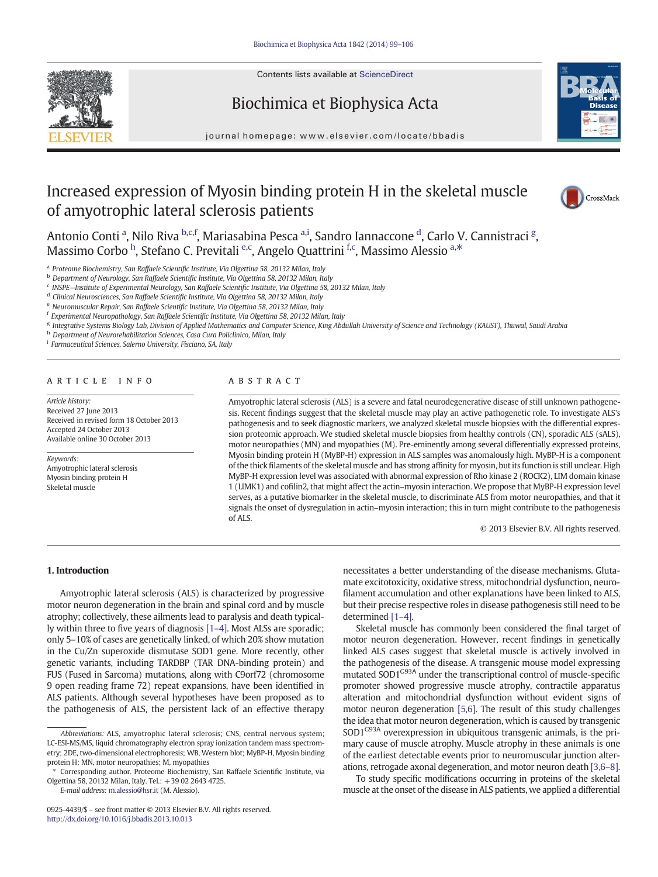# Increased expression of Myosin binding protein H in the skeletal muscle of amyotrophic lateral sclerosis patients

Antonio Conti [a], Nilo Riva [b,c,f], Mariasabina Pesca [a,i], Sandro Iannaccone [d], Carlo V. Cannistraci [g], Massimo Corbo [h], Stefano C. Previtali [e,c], Angelo Quattrini [f,c], Massimo Alessio [a,*]

[a] Proteome Biochemistry, San Raffaele Scientific Institute, Via Olgettina 58, 20132 Milan, Italy
[b] Department of Neurology, San Raffaele Scientific Institute, Via Olgettina 58, 20132 Milan, Italy
[c] INSPE—Institute of Experimental Neurology, San Raffaele Scientific Institute, Via Olgettina 58, 20132 Milan, Italy
[d] Clinical Neurosciences, San Raffaele Scientific Institute, Via Olgettina 58, 20132 Milan, Italy
[e] Neuromuscular Repair, San Raffaele Scientific Institute, Via Olgettina 58, 20132 Milan, Italy
[f] Experimental Neuropathology, San Raffaele Scientific Institute, Via Olgettina 58, 20132 Milan, Italy
[g] Integrative Systems Biology Lab, Division of Applied Mathematics and Computer Science, King Abdullah University of Science and Technology (KAUST), Thuwal, Saudi Arabia
[h] Department of Neurorehabilitation Sciences, Casa Cura Policlinico, Milan, Italy
[i] Farmaceutical Sciences, Salerno University, Fisciano, SA, Italy

## ARTICLE INFO

*Article history:*
Received 27 June 2013
Received in revised form 18 October 2013
Accepted 24 October 2013
Available online 30 October 2013

*Keywords:*
Amyotrophic lateral sclerosis
Myosin binding protein H
Skeletal muscle

## ABSTRACT

Amyotrophic lateral sclerosis (ALS) is a severe and fatal neurodegenerative disease of still unknown pathogenesis. Recent findings suggest that the skeletal muscle may play an active pathogenetic role. To investigate ALS's pathogenesis and to seek diagnostic markers, we analyzed skeletal muscle biopsies with the differential expression proteomic approach. We studied skeletal muscle biopsies from healthy controls (CN), sporadic ALS (sALS), motor neuropathies (MN) and myopathies (M). Pre-eminently among several differentially expressed proteins, Myosin binding protein H (MyBP-H) expression in ALS samples was anomalously high. MyBP-H is a component of the thick filaments of the skeletal muscle and has strong affinity for myosin, but its function is still unclear. High MyBP-H expression level was associated with abnormal expression of Rho kinase 2 (ROCK2), LIM domain kinase 1 (LIMK1) and cofilin2, that might affect the actin–myosin interaction. We propose that MyBP-H expression level serves, as a putative biomarker in the skeletal muscle, to discriminate ALS from motor neuropathies, and that it signals the onset of dysregulation in actin–myosin interaction; this in turn might contribute to the pathogenesis of ALS.

© 2013 Elsevier B.V. All rights reserved.

## 1. Introduction

Amyotrophic lateral sclerosis (ALS) is characterized by progressive motor neuron degeneration in the brain and spinal cord and by muscle atrophy; collectively, these ailments lead to paralysis and death typically within three to five years of diagnosis [1–4]. Most ALSs are sporadic; only 5–10% of cases are genetically linked, of which 20% show mutation in the Cu/Zn superoxide dismutase SOD1 gene. More recently, other genetic variants, including TARDBP (TAR DNA-binding protein) and FUS (Fused in Sarcoma) mutations, along with C9orf72 (chromosome 9 open reading frame 72) repeat expansions, have been identified in ALS patients. Although several hypotheses have been proposed as to the pathogenesis of ALS, the persistent lack of an effective therapy necessitates a better understanding of the disease mechanisms. Glutamate excitotoxicity, oxidative stress, mitochondrial dysfunction, neurofilament accumulation and other explanations have been linked to ALS, but their precise respective roles in disease pathogenesis still need to be determined [1–4].

Skeletal muscle has commonly been considered the final target of motor neuron degeneration. However, recent findings in genetically linked ALS cases suggest that skeletal muscle is actively involved in the pathogenesis of the disease. A transgenic mouse model expressing mutated $SOD1^{G93A}$ under the transcriptional control of muscle-specific promoter showed progressive muscle atrophy, contractile apparatus alteration and mitochondrial dysfunction without evident signs of motor neuron degeneration [5,6]. The result of this study challenges the idea that motor neuron degeneration, which is caused by transgenic $SOD1^{G93A}$ overexpression in ubiquitous transgenic animals, is the primary cause of muscle atrophy. Muscle atrophy in these animals is one of the earliest detectable events prior to neuromuscular junction alterations, retrogade axonal degeneration, and motor neuron death [3,6–8].

To study specific modifications occurring in proteins of the skeletal muscle at the onset of the disease in ALS patients, we applied a differential

*Abbreviations:* ALS, amyotrophic lateral sclerosis; CNS, central nervous system; LC-ESI-MS/MS, liquid chromatography electron spray ionization tandem mass spectrometry; 2DE, two-dimensional electrophoresis; WB, Western blot; MyBP-H, Myosin binding protein H; MN, motor neuropathies; M, myopathies

\* Corresponding author. Proteome Biochemistry, San Raffaele Scientific Institute, via Olgettina 58, 20132 Milan, Italy. Tel.: +39 02 2643 4725.
*E-mail address:* m.alessio@hsr.it (M. Alessio).

0925-4439/$ – see front matter © 2013 Elsevier B.V. All rights reserved.
http://dx.doi.org/10.1016/j.bbadis.2013.10.013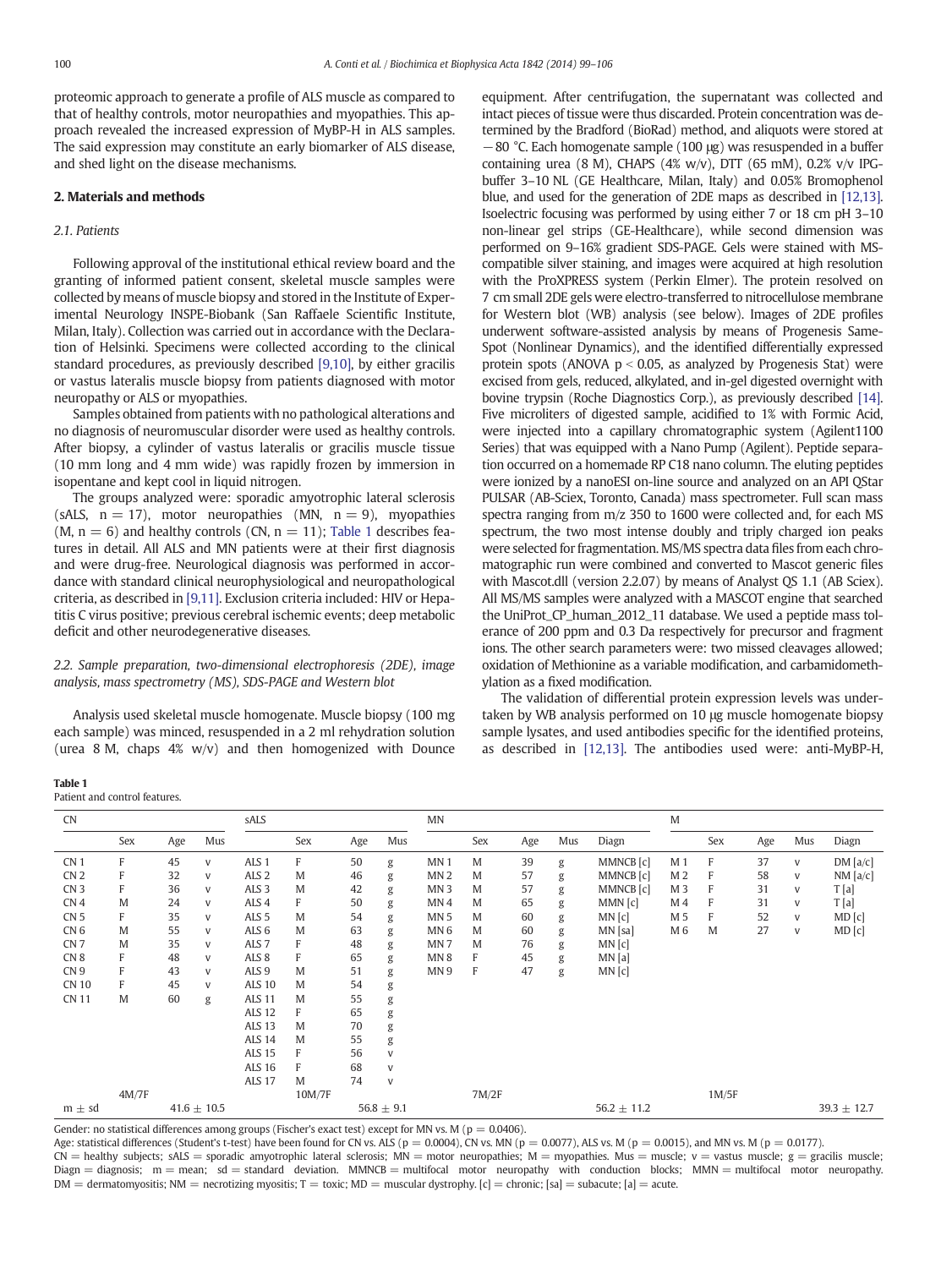proteomic approach to generate a profile of ALS muscle as compared to that of healthy controls, motor neuropathies and myopathies. This approach revealed the increased expression of MyBP-H in ALS samples. The said expression may constitute an early biomarker of ALS disease, and shed light on the disease mechanisms.

## 2. Materials and methods

### 2.1. Patients

Following approval of the institutional ethical review board and the granting of informed patient consent, skeletal muscle samples were collected by means of muscle biopsy and stored in the Institute of Experimental Neurology INSPE-Biobank (San Raffaele Scientific Institute, Milan, Italy). Collection was carried out in accordance with the Declaration of Helsinki. Specimens were collected according to the clinical standard procedures, as previously described [9,10], by either gracilis or vastus lateralis muscle biopsy from patients diagnosed with motor neuropathy or ALS or myopathies.

Samples obtained from patients with no pathological alterations and no diagnosis of neuromuscular disorder were used as healthy controls. After biopsy, a cylinder of vastus lateralis or gracilis muscle tissue (10 mm long and 4 mm wide) was rapidly frozen by immersion in isopentane and kept cool in liquid nitrogen.

The groups analyzed were: sporadic amyotrophic lateral sclerosis (sALS, n = 17), motor neuropathies (MN, n = 9), myopathies (M, n = 6) and healthy controls (CN, n = 11); Table 1 describes features in detail. All ALS and MN patients were at their first diagnosis and were drug-free. Neurological diagnosis was performed in accordance with standard clinical neurophysiological and neuropathological criteria, as described in [9,11]. Exclusion criteria included: HIV or Hepatitis C virus positive; previous cerebral ischemic events; deep metabolic deficit and other neurodegenerative diseases.

### 2.2. Sample preparation, two-dimensional electrophoresis (2DE), image analysis, mass spectrometry (MS), SDS-PAGE and Western blot

Analysis used skeletal muscle homogenate. Muscle biopsy (100 mg each sample) was minced, resuspended in a 2 ml rehydration solution (urea 8 M, chaps 4% w/v) and then homogenized with Dounce equipment. After centrifugation, the supernatant was collected and intact pieces of tissue were thus discarded. Protein concentration was determined by the Bradford (BioRad) method, and aliquots were stored at −80 °C. Each homogenate sample (100 μg) was resuspended in a buffer containing urea (8 M), CHAPS (4% w/v), DTT (65 mM), 0.2% v/v IPG-buffer 3–10 NL (GE Healthcare, Milan, Italy) and 0.05% Bromophenol blue, and used for the generation of 2DE maps as described in [12,13]. Isoelectric focusing was performed by using either 7 or 18 cm pH 3–10 non-linear gel strips (GE-Healthcare), while second dimension was performed on 9–16% gradient SDS-PAGE. Gels were stained with MS-compatible silver staining, and images were acquired at high resolution with the ProXPRESS system (Perkin Elmer). The protein resolved on 7 cm small 2DE gels were electro-transferred to nitrocellulose membrane for Western blot (WB) analysis (see below). Images of 2DE profiles underwent software-assisted analysis by means of Progenesis SameSpot (Nonlinear Dynamics), and the identified differentially expressed protein spots (ANOVA $p < 0.05$, as analyzed by Progenesis Stat) were excised from gels, reduced, alkylated, and in-gel digested overnight with bovine trypsin (Roche Diagnostics Corp.), as previously described [14]. Five microliters of digested sample, acidified to 1% with Formic Acid, were injected into a capillary chromatographic system (Agilent1100 Series) that was equipped with a Nano Pump (Agilent). Peptide separation occurred on a homemade RP C18 nano column. The eluting peptides were ionized by a nanoESI on-line source and analyzed on an API QStar PULSAR (AB-Sciex, Toronto, Canada) mass spectrometer. Full scan mass spectra ranging from m/z 350 to 1600 were collected and, for each MS spectrum, the two most intense doubly and triply charged ion peaks were selected for fragmentation. MS/MS spectra data files from each chromatographic run were combined and converted to Mascot generic files with Mascot.dll (version 2.2.07) by means of Analyst QS 1.1 (AB Sciex). All MS/MS samples were analyzed with a MASCOT engine that searched the UniProt_CP_human_2012_11 database. We used a peptide mass tolerance of 200 ppm and 0.3 Da respectively for precursor and fragment ions. The other search parameters were: two missed cleavages allowed; oxidation of Methionine as a variable modification, and carbamidomethylation as a fixed modification.

The validation of differential protein expression levels was undertaken by WB analysis performed on 10 μg muscle homogenate biopsy sample lysates, and used antibodies specific for the identified proteins, as described in [12,13]. The antibodies used were: anti-MyBP-H,

**Table 1**
Patient and control features.

| CN | | | | sALS | | | | MN | | | | | M | | | | |
|---|---|---|---|---|---|---|---|---|---|---|---|---|---|---|---|---|---|
| | Sex | Age | Mus | | Sex | Age | Mus | | Sex | Age | Mus | Diagn | | Sex | Age | Mus | Diagn |
| CN 1 | F | 45 | v | ALS 1 | F | 50 | g | MN 1 | M | 39 | g | MMNCB [c] | M 1 | F | 37 | v | DM [a/c] |
| CN 2 | F | 32 | v | ALS 2 | M | 46 | g | MN 2 | M | 57 | g | MMNCB [c] | M 2 | F | 58 | v | NM [a/c] |
| CN 3 | F | 36 | v | ALS 3 | M | 42 | g | MN 3 | M | 57 | g | MMNCB [c] | M 3 | F | 31 | v | T [a] |
| CN 4 | M | 24 | v | ALS 4 | F | 50 | g | MN 4 | M | 65 | g | MMN [c] | M 4 | F | 31 | v | T [a] |
| CN 5 | F | 35 | v | ALS 5 | M | 54 | g | MN 5 | M | 60 | g | MN [c] | M 5 | F | 52 | v | MD [c] |
| CN 6 | M | 55 | v | ALS 6 | M | 63 | g | MN 6 | M | 60 | g | MN [sa] | M 6 | M | 27 | v | MD [c] |
| CN 7 | M | 35 | v | ALS 7 | F | 48 | g | MN 7 | M | 76 | g | MN [c] | | | | | |
| CN 8 | F | 48 | v | ALS 8 | F | 65 | g | MN 8 | F | 45 | g | MN [a] | | | | | |
| CN 9 | F | 43 | v | ALS 9 | M | 51 | g | MN 9 | F | 47 | g | MN [c] | | | | | |
| CN 10 | F | 45 | v | ALS 10 | M | 54 | g | | | | | | | | | | |
| CN 11 | M | 60 | g | ALS 11 | M | 55 | g | | | | | | | | | | |
| | | | | ALS 12 | F | 65 | g | | | | | | | | | | |
| | | | | ALS 13 | M | 70 | g | | | | | | | | | | |
| | | | | ALS 14 | M | 55 | g | | | | | | | | | | |
| | | | | ALS 15 | F | 56 | v | | | | | | | | | | |
| | | | | ALS 16 | F | 68 | v | | | | | | | | | | |
| | | | | ALS 17 | M | 74 | v | | | | | | | | | | |
| | 4M/7F | | | | 10M/7F | | | | 7M/2F | | | | | 1M/5F | | | |
| m ± sd | | 41.6 ± 10.5 | | | | 56.8 ± 9.1 | | | | | | 56.2 ± 11.2 | | | | | 39.3 ± 12.7 |

Gender: no statistical differences among groups (Fischer's exact test) except for MN vs. M ($p = 0.0406$).
Age: statistical differences (Student's t-test) have been found for CN vs. ALS ($p = 0.0004$), CN vs. MN ($p = 0.0077$), ALS vs. M ($p = 0.0015$), and MN vs. M ($p = 0.0177$).
CN = healthy subjects; sALS = sporadic amyotrophic lateral sclerosis; MN = motor neuropathies; M = myopathies. Mus = muscle; v = vastus muscle; g = gracilis muscle; Diagn = diagnosis; m = mean; sd = standard deviation. MMNCB = multifocal motor neuropathy with conduction blocks; MMN = multifocal motor neuropathy. DM = dermatomyositis; NM = necrotizing myositis; T = toxic; MD = muscular dystrophy. [c] = chronic; [sa] = subacute; [a] = acute.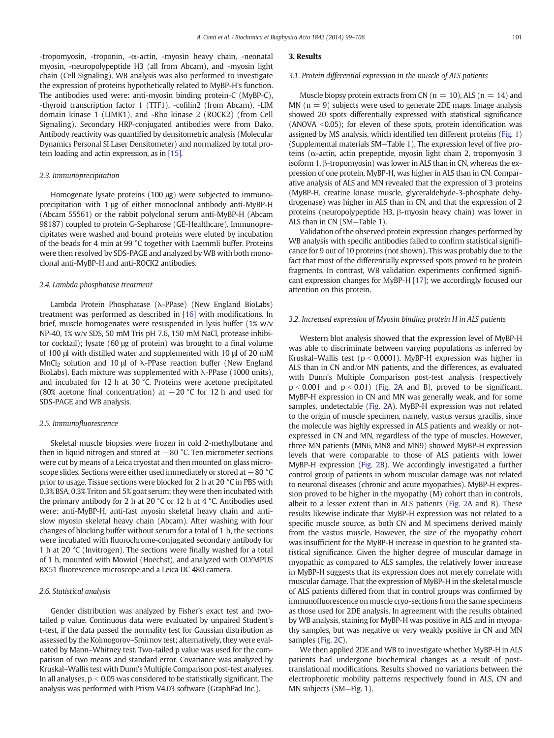-tropomyosin, -troponin, -α-actin, -myosin heavy chain, -neonatal myosin, -neuropolypeptide H3 (all from Abcam), and -myosin light chain (Cell Signaling). WB analysis was also performed to investigate the expression of proteins hypothetically related to MyBP-H's function. The antibodies used were: anti-myosin binding protein-C (MyBP-C), -thyroid transcription factor 1 (TTF1), -cofilin2 (from Abcam), -LIM domain kinase 1 (LIMK1), and -Rho kinase 2 (ROCK2) (from Cell Signaling). Secondary HRP-conjugated antibodies were from Dako. Antibody reactivity was quantified by densitometric analysis (Molecular Dynamics Personal SI Laser Densitometer) and normalized by total protein loading and actin expression, as in [15].

### 2.3. Immunoprecipitation

Homogenate lysate proteins (100 μg) were subjected to immunoprecipitation with 1 μg of either monoclonal antibody anti-MyBP-H (Abcam 55561) or the rabbit polyclonal serum anti-MyBP-H (Abcam 98187) coupled to protein G-Sepharose (GE-Healthcare). Immunoprecipitates were washed and bound proteins were eluted by incubation of the beads for 4 min at 99 °C together with Laemmli buffer. Proteins were then resolved by SDS-PAGE and analyzed by WB with both monoclonal anti-MyBP-H and anti-ROCK2 antibodies.

### 2.4. Lambda phosphatase treatment

Lambda Protein Phosphatase (λ-PPase) (New England BioLabs) treatment was performed as described in [16] with modifications. In brief, muscle homogenates were resuspended in lysis buffer (1% w/v NP-40, 1% w/v SDS, 50 mM Tris pH 7.6, 150 mM NaCl, protease inhibitor cocktail); lysate (60 μg of protein) was brought to a final volume of 100 μl with distilled water and supplemented with 10 μl of 20 mM $MnCl_2$ solution and 10 μl of λ-PPase reaction buffer (New England BioLabs). Each mixture was supplemented with λ-PPase (1000 units), and incubated for 12 h at 30 °C. Proteins were acetone precipitated (80% acetone final concentration) at −20 °C for 12 h and used for SDS-PAGE and WB analysis.

### 2.5. Immunofluorescence

Skeletal muscle biopsies were frozen in cold 2-methylbutane and then in liquid nitrogen and stored at −80 °C. Ten micrometer sections were cut by means of a Leica cryostat and then mounted on glass microscope slides. Sections were either used immediately or stored at −80 °C prior to usage. Tissue sections were blocked for 2 h at 20 °C in PBS with 0.3% BSA, 0.3% Triton and 5% goat serum; they were then incubated with the primary antibody for 2 h at 20 °C or 12 h at 4 °C. Antibodies used were: anti-MyBP-H, anti-fast myosin skeletal heavy chain and anti-slow myosin skeletal heavy chain (Abcam). After washing with four changes of blocking buffer without serum for a total of 1 h, the sections were incubated with fluorochrome-conjugated secondary antibody for 1 h at 20 °C (Invitrogen). The sections were finally washed for a total of 1 h, mounted with Mowiol (Hoechst), and analyzed with OLYMPUS BX51 fluorescence microscope and a Leica DC 480 camera.

### 2.6. Statistical analysis

Gender distribution was analyzed by Fisher's exact test and two-tailed p value. Continuous data were evaluated by unpaired Student's t-test, if the data passed the normality test for Gaussian distribution as assessed by the Kolmogorov–Smirnov test; alternatively, they were evaluated by Mann–Whitney test. Two-tailed p value was used for the comparison of two means and standard error. Covariance was analyzed by Kruskal–Wallis test with Dunn's Multiple Comparison post-test analyses. In all analyses, $p < 0.05$ was considered to be statistically significant. The analysis was performed with Prism V4.03 software (GraphPad Inc.).

## 3. Results

### 3.1. Protein differential expression in the muscle of ALS patients

Muscle biopsy protein extracts from CN ($n = 10$), ALS ($n = 14$) and MN ($n = 9$) subjects were used to generate 2DE maps. Image analysis showed 20 spots differentially expressed with statistical significance (ANOVA <0.05); for eleven of these spots, protein identification was assigned by MS analysis, which identified ten different proteins (Fig. 1) (Supplemental materials SM—Table 1). The expression level of five proteins (α-actin, actin prepeptide, myosin light chain 2, tropomyosin 3 isoform 1, β-tropomyosin) was lower in ALS than in CN, whereas the expression of one protein, MyBP-H, was higher in ALS than in CN. Comparative analysis of ALS and MN revealed that the expression of 3 proteins (MyBP-H, creatine kinase muscle, glyceraldehyde-3-phosphate dehydrogenase) was higher in ALS than in CN, and that the expression of 2 proteins (neuropolypeptide H3, β-myosin heavy chain) was lower in ALS than in CN (SM—Table 1).

Validation of the observed protein expression changes performed by WB analysis with specific antibodies failed to confirm statistical significance for 9 out of 10 proteins (not shown). This was probably due to the fact that most of the differentially expressed spots proved to be protein fragments. In contrast, WB validation experiments confirmed significant expression changes for MyBP-H [17]; we accordingly focused our attention on this protein.

### 3.2. Increased expression of Myosin binding protein H in ALS patients

Western blot analysis showed that the expression level of MyBP-H was able to discriminate between varying populations as inferred by Kruskal–Wallis test ($p < 0.0001$). MyBP-H expression was higher in ALS than in CN and/or MN patients, and the differences, as evaluated with Dunn's Multiple Comparison post-test analysis (respectively $p < 0.001$ and $p < 0.01$) (Fig. 2A and B), proved to be significant. MyBP-H expression in CN and MN was generally weak, and for some samples, undetectable (Fig. 2A). MyBP-H expression was not related to the origin of muscle specimen, namely, vastus versus gracilis, since the molecule was highly expressed in ALS patients and weakly or not-expressed in CN and MN, regardless of the type of muscles. However, three MN patients (MN6, MN8 and MN9) showed MyBP-H expression levels that were comparable to those of ALS patients with lower MyBP-H expression (Fig. 2B). We accordingly investigated a further control group of patients in whom muscular damage was not related to neuronal diseases (chronic and acute myopathies). MyBP-H expression proved to be higher in the myopathy (M) cohort than in controls, albeit to a lesser extent than in ALS patients (Fig. 2A and B). These results likewise indicate that MyBP-H expression was not related to a specific muscle source, as both CN and M specimens derived mainly from the vastus muscle. However, the size of the myopathy cohort was insufficient for the MyBP-H increase in question to be granted statistical significance. Given the higher degree of muscular damage in myopathic as compared to ALS samples, the relatively lower increase in MyBP-H suggests that its expression does not merely correlate with muscular damage. That the expression of MyBP-H in the skeletal muscle of ALS patients differed from that in control groups was confirmed by immunofluorescence on muscle cryo-sections from the same specimens as those used for 2DE analysis. In agreement with the results obtained by WB analysis, staining for MyBP-H was positive in ALS and in myopathy samples, but was negative or very weakly positive in CN and MN samples (Fig. 2C).

We then applied 2DE and WB to investigate whether MyBP-H in ALS patients had undergone biochemical changes as a result of post-translational modifications. Results showed no variations between the electrophoretic mobility patterns respectively found in ALS, CN and MN subjects (SM—Fig. 1).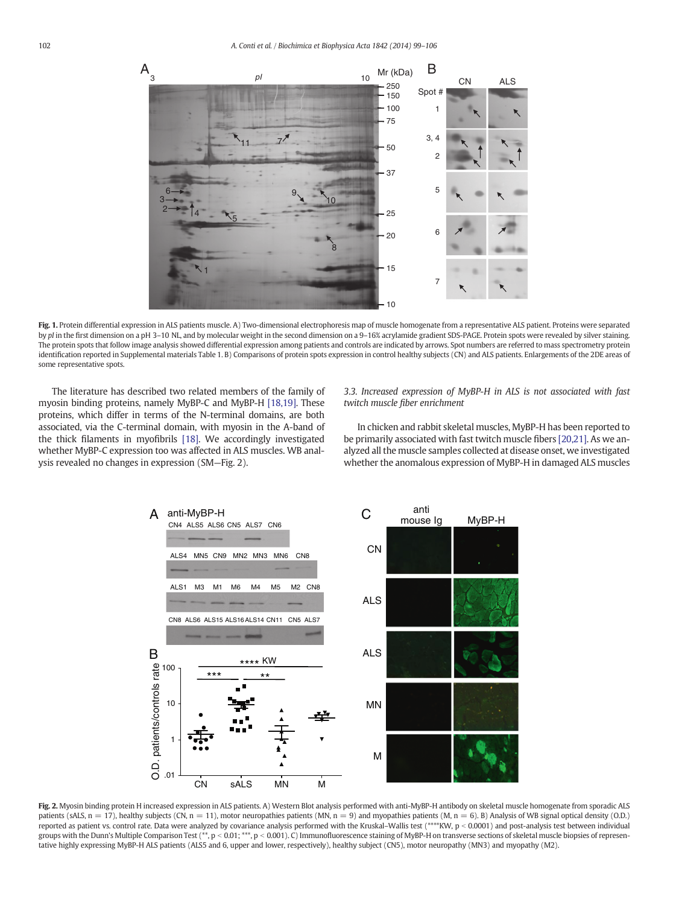**Fig. 1.** Protein differential expression in ALS patients muscle. A) Two-dimensional electrophoresis map of muscle homogenate from a representative ALS patient. Proteins were separated by *pI* in the first dimension on a pH 3–10 NL, and by molecular weight in the second dimension on a 9–16% acrylamide gradient SDS-PAGE. Protein spots were revealed by silver staining. The protein spots that follow image analysis showed differential expression among patients and controls are indicated by arrows. Spot numbers are referred to mass spectrometry protein identification reported in Supplemental materials Table 1. B) Comparisons of protein spots expression in control healthy subjects (CN) and ALS patients. Enlargements of the 2DE areas of some representative spots.

The literature has described two related members of the family of myosin binding proteins, namely MyBP-C and MyBP-H [18,19]. These proteins, which differ in terms of the N-terminal domains, are both associated, via the C-terminal domain, with myosin in the A-band of the thick filaments in myofibrils [18]. We accordingly investigated whether MyBP-C expression too was affected in ALS muscles. WB analysis revealed no changes in expression (SM—Fig. 2).

### *3.3. Increased expression of MyBP-H in ALS is not associated with fast twitch muscle fiber enrichment*

In chicken and rabbit skeletal muscles, MyBP-H has been reported to be primarily associated with fast twitch muscle fibers [20,21]. As we analyzed all the muscle samples collected at disease onset, we investigated whether the anomalous expression of MyBP-H in damaged ALS muscles

**Fig. 2.** Myosin binding protein H increased expression in ALS patients. A) Western Blot analysis performed with anti-MyBP-H antibody on skeletal muscle homogenate from sporadic ALS patients (sALS, n = 17), healthy subjects (CN, n = 11), motor neuropathies patients (MN, n = 9) and myopathies patients (M, n = 6). B) Analysis of WB signal optical density (O.D.) reported as patient vs. control rate. Data were analyzed by covariance analysis performed with the Kruskal–Wallis test (****KW, $p < 0.0001$) and post-analysis test between individual groups with the Dunn's Multiple Comparison Test (**, $p < 0.01$; ***, $p < 0.001$). C) Immunofluorescence staining of MyBP-H on transverse sections of skeletal muscle biopsies of representative highly expressing MyBP-H ALS patients (ALS5 and 6, upper and lower, respectively), healthy subject (CN5), motor neuropathy (MN3) and myopathy (M2).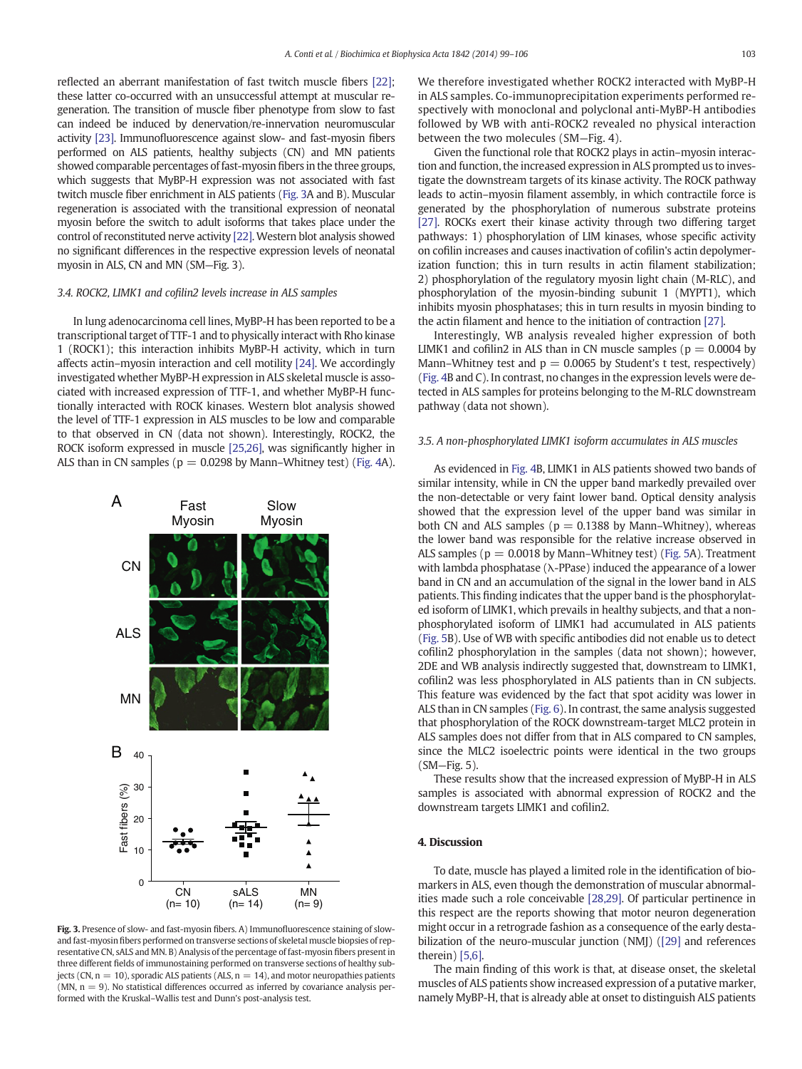reflected an aberrant manifestation of fast twitch muscle fibers [22]; these latter co-occurred with an unsuccessful attempt at muscular regeneration. The transition of muscle fiber phenotype from slow to fast can indeed be induced by denervation/re-innervation neuromuscular activity [23]. Immunofluorescence against slow- and fast-myosin fibers performed on ALS patients, healthy subjects (CN) and MN patients showed comparable percentages of fast-myosin fibers in the three groups, which suggests that MyBP-H expression was not associated with fast twitch muscle fiber enrichment in ALS patients (Fig. 3A and B). Muscular regeneration is associated with the transitional expression of neonatal myosin before the switch to adult isoforms that takes place under the control of reconstituted nerve activity [22]. Western blot analysis showed no significant differences in the respective expression levels of neonatal myosin in ALS, CN and MN (SM—Fig. 3).

### 3.4. ROCK2, LIMK1 and cofilin2 levels increase in ALS samples

In lung adenocarcinoma cell lines, MyBP-H has been reported to be a transcriptional target of TTF-1 and to physically interact with Rho kinase 1 (ROCK1); this interaction inhibits MyBP-H activity, which in turn affects actin–myosin interaction and cell motility [24]. We accordingly investigated whether MyBP-H expression in ALS skeletal muscle is associated with increased expression of TTF-1, and whether MyBP-H functionally interacted with ROCK kinases. Western blot analysis showed the level of TTF-1 expression in ALS muscles to be low and comparable to that observed in CN (data not shown). Interestingly, ROCK2, the ROCK isoform expressed in muscle [25,26], was significantly higher in ALS than in CN samples ($p = 0.0298$ by Mann–Whitney test) (Fig. 4A).

**Fig. 3.** Presence of slow- and fast-myosin fibers. A) Immunofluorescence staining of slow- and fast-myosin fibers performed on transverse sections of skeletal muscle biopsies of representative CN, sALS and MN. B) Analysis of the percentage of fast-myosin fibers present in three different fields of immunostaining performed on transverse sections of healthy subjects (CN, n = 10), sporadic ALS patients (ALS, n = 14), and motor neuropathies patients (MN, n = 9). No statistical differences occurred as inferred by covariance analysis performed with the Kruskal–Wallis test and Dunn's post-analysis test.

We therefore investigated whether ROCK2 interacted with MyBP-H in ALS samples. Co-immunoprecipitation experiments performed respectively with monoclonal and polyclonal anti-MyBP-H antibodies followed by WB with anti-ROCK2 revealed no physical interaction between the two molecules (SM—Fig. 4).

Given the functional role that ROCK2 plays in actin–myosin interaction and function, the increased expression in ALS prompted us to investigate the downstream targets of its kinase activity. The ROCK pathway leads to actin–myosin filament assembly, in which contractile force is generated by the phosphorylation of numerous substrate proteins [27]. ROCKs exert their kinase activity through two differing target pathways: 1) phosphorylation of LIM kinases, whose specific activity on cofilin increases and causes inactivation of cofilin's actin depolymerization function; this in turn results in actin filament stabilization; 2) phosphorylation of the regulatory myosin light chain (M-RLC), and phosphorylation of the myosin-binding subunit 1 (MYPT1), which inhibits myosin phosphatases; this in turn results in myosin binding to the actin filament and hence to the initiation of contraction [27].

Interestingly, WB analysis revealed higher expression of both LIMK1 and cofilin2 in ALS than in CN muscle samples ($p = 0.0004$ by Mann–Whitney test and $p = 0.0065$ by Student's t test, respectively) (Fig. 4B and C). In contrast, no changes in the expression levels were detected in ALS samples for proteins belonging to the M-RLC downstream pathway (data not shown).

### 3.5. A non-phosphorylated LIMK1 isoform accumulates in ALS muscles

As evidenced in Fig. 4B, LIMK1 in ALS patients showed two bands of similar intensity, while in CN the upper band markedly prevailed over the non-detectable or very faint lower band. Optical density analysis showed that the expression level of the upper band was similar in both CN and ALS samples ($p = 0.1388$ by Mann–Whitney), whereas the lower band was responsible for the relative increase observed in ALS samples ($p = 0.0018$ by Mann–Whitney test) (Fig. 5A). Treatment with lambda phosphatase (λ-PPase) induced the appearance of a lower band in CN and an accumulation of the signal in the lower band in ALS patients. This finding indicates that the upper band is the phosphorylated isoform of LIMK1, which prevails in healthy subjects, and that a non-phosphorylated isoform of LIMK1 had accumulated in ALS patients (Fig. 5B). Use of WB with specific antibodies did not enable us to detect cofilin2 phosphorylation in the samples (data not shown); however, 2DE and WB analysis indirectly suggested that, downstream to LIMK1, cofilin2 was less phosphorylated in ALS patients than in CN subjects. This feature was evidenced by the fact that spot acidity was lower in ALS than in CN samples (Fig. 6). In contrast, the same analysis suggested that phosphorylation of the ROCK downstream-target MLC2 protein in ALS samples does not differ from that in ALS compared to CN samples, since the MLC2 isoelectric points were identical in the two groups (SM—Fig. 5).

These results show that the increased expression of MyBP-H in ALS samples is associated with abnormal expression of ROCK2 and the downstream targets LIMK1 and cofilin2.

## 4. Discussion

To date, muscle has played a limited role in the identification of biomarkers in ALS, even though the demonstration of muscular abnormalities made such a role conceivable [28,29]. Of particular pertinence in this respect are the reports showing that motor neuron degeneration might occur in a retrograde fashion as a consequence of the early destabilization of the neuro-muscular junction (NMJ) ([29] and references therein) [5,6].

The main finding of this work is that, at disease onset, the skeletal muscles of ALS patients show increased expression of a putative marker, namely MyBP-H, that is already able at onset to distinguish ALS patients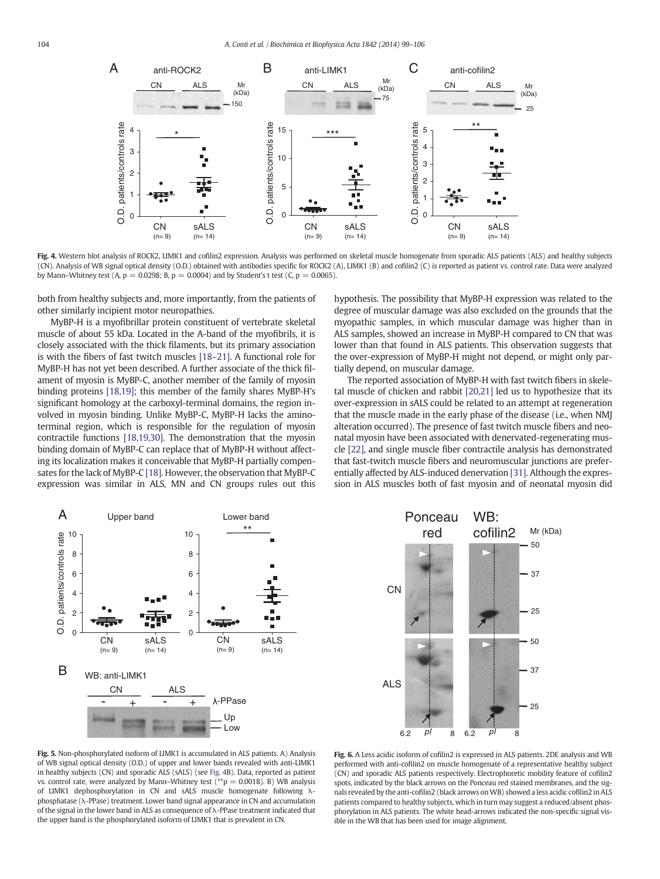**Fig. 4.** Western blot analysis of ROCK2, LIMK1 and cofilin2 expression. Analysis was performed on skeletal muscle homogenate from sporadic ALS patients (ALS) and healthy subjects (CN). Analysis of WB signal optical density (O.D.) obtained with antibodies specific for ROCK2 (A), LIMK1 (B) and cofilin2 (C) is reported as patient vs. control rate. Data were analyzed by Mann–Whitney test (A, $p = 0.0298$; B, $p = 0.0004$) and by Student's t test (C, $p = 0.0065$).

both from healthy subjects and, more importantly, from the patients of other similarly incipient motor neuropathies.

MyBP-H is a myofibrillar protein constituent of vertebrate skeletal muscle of about 55 kDa. Located in the A-band of the myofibrils, it is closely associated with the thick filaments, but its primary association is with the fibers of fast twitch muscles [18–21]. A functional role for MyBP-H has not yet been described. A further associate of the thick filament of myosin is MyBP-C, another member of the family of myosin binding proteins [18,19]; this member of the family shares MyBP-H's significant homology at the carboxyl-terminal domains, the region involved in myosin binding. Unlike MyBP-C, MyBP-H lacks the amino-terminal region, which is responsible for the regulation of myosin contractile functions [18,19,30]. The demonstration that the myosin binding domain of MyBP-C can replace that of MyBP-H without affecting its localization makes it conceivable that MyBP-H partially compensates for the lack of MyBP-C [18]. However, the observation that MyBP-C expression was similar in ALS, MN and CN groups rules out this hypothesis. The possibility that MyBP-H expression was related to the degree of muscular damage was also excluded on the grounds that the myopathic samples, in which muscular damage was higher than in ALS samples, showed an increase in MyBP-H compared to CN that was lower than that found in ALS patients. This observation suggests that the over-expression of MyBP-H might not depend, or might only partially depend, on muscular damage.

The reported association of MyBP-H with fast twitch fibers in skeletal muscle of chicken and rabbit [20,21] led us to hypothesize that its over-expression in sALS could be related to an attempt at regeneration that the muscle made in the early phase of the disease (i.e., when NMJ alteration occurred). The presence of fast twitch muscle fibers and neonatal myosin have been associated with denervated-regenerating muscle [22], and single muscle fiber contractile analysis has demonstrated that fast-twitch muscle fibers and neuromuscular junctions are preferentially affected by ALS-induced denervation [31]. Although the expression in ALS muscles both of fast myosin and of neonatal myosin did

**Fig. 5.** Non-phosphorylated isoform of LIMK1 is accumulated in ALS patients. A) Analysis of WB signal optical density (O.D.) of upper and lower bands revealed with anti-LIMK1 in healthy subjects (CN) and sporadic ALS (sALS) (see Fig. 4B). Data, reported as patient vs. control rate, were analyzed by Mann–Whitney test (**$p = 0.0018$). B) WB analysis of LIMK1 dephosphorylation in CN and sALS muscle homogenate following λ-phosphatase (λ-PPase) treatment. Lower band signal appearance in CN and accumulation of the signal in the lower band in ALS as consequence of λ-PPase treatment indicated that the upper band is the phosphorylated isoform of LIMK1 that is prevalent in CN.

**Fig. 6.** A Less acidic isoform of cofilin2 is expressed in ALS patients. 2DE analysis and WB performed with anti-cofilin2 on muscle homogenate of a representative healthy subject (CN) and sporadic ALS patients respectively. Electrophoretic mobility feature of cofilin2 spots, indicated by the black arrows on the Ponceau red stained membranes, and the signals revealed by the anti-cofilin2 (black arrows on WB) showed a less acidic cofilin2 in ALS patients compared to healthy subjects, which in turn may suggest a reduced/absent phosphorylation in ALS patients. The white head-arrows indicated the non-specific signal visible in the WB that has been used for image alignment.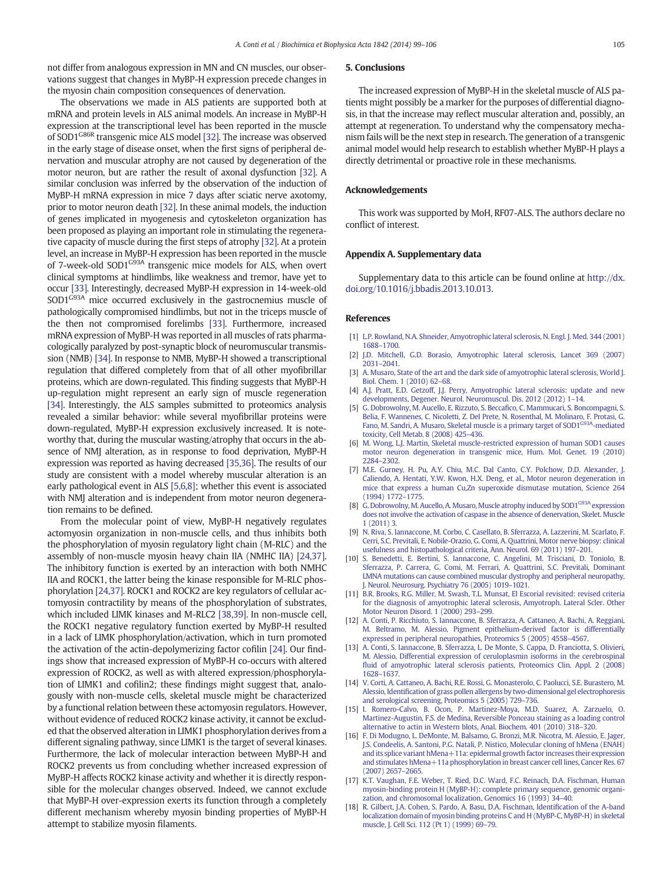not differ from analogous expression in MN and CN muscles, our observations suggest that changes in MyBP-H expression precede changes in the myosin chain composition consequences of denervation.

The observations we made in ALS patients are supported both at mRNA and protein levels in ALS animal models. An increase in MyBP-H expression at the transcriptional level has been reported in the muscle of SOD1$^{G86R}$ transgenic mice ALS model [32]. The increase was observed in the early stage of disease onset, when the first signs of peripheral denervation and muscular atrophy are not caused by degeneration of the motor neuron, but are rather the result of axonal dysfunction [32]. A similar conclusion was inferred by the observation of the induction of MyBP-H mRNA expression in mice 7 days after sciatic nerve axotomy, prior to motor neuron death [32]. In these animal models, the induction of genes implicated in myogenesis and cytoskeleton organization has been proposed as playing an important role in stimulating the regenerative capacity of muscle during the first steps of atrophy [32]. At a protein level, an increase in MyBP-H expression has been reported in the muscle of 7-week-old SOD1$^{G93A}$ transgenic mice models for ALS, when overt clinical symptoms at hindlimbs, like weakness and tremor, have yet to occur [33]. Interestingly, decreased MyBP-H expression in 14-week-old SOD1$^{G93A}$ mice occurred exclusively in the gastrocnemius muscle of pathologically compromised hindlimbs, but not in the triceps muscle of the then not compromised forelimbs [33]. Furthermore, increased mRNA expression of MyBP-H was reported in all muscles of rats pharmacologically paralyzed by post-synaptic block of neuromuscular transmission (NMB) [34]. In response to NMB, MyBP-H showed a transcriptional regulation that differed completely from that of all other myofibrillar proteins, which are down-regulated. This finding suggests that MyBP-H up-regulation might represent an early sign of muscle regeneration [34]. Interestingly, the ALS samples submitted to proteomics analysis revealed a similar behavior: while several myofibrillar proteins were down-regulated, MyBP-H expression exclusively increased. It is noteworthy that, during the muscular wasting/atrophy that occurs in the absence of NMJ alteration, as in response to food deprivation, MyBP-H expression was reported as having decreased [35,36]. The results of our study are consistent with a model whereby muscular alteration is an early pathological event in ALS [5,6,8]; whether this event is associated with NMJ alteration and is independent from motor neuron degeneration remains to be defined.

From the molecular point of view, MyBP-H negatively regulates actomyosin organization in non-muscle cells, and thus inhibits both the phosphorylation of myosin regulatory light chain (M-RLC) and the assembly of non-muscle myosin heavy chain IIA (NMHC IIA) [24,37]. The inhibitory function is exerted by an interaction with both NMHC IIA and ROCK1, the latter being the kinase responsible for M-RLC phosphorylation [24,37]. ROCK1 and ROCK2 are key regulators of cellular actomyosin contractility by means of the phosphorylation of substrates, which included LIMK kinases and M-RLC2 [38,39]. In non-muscle cell, the ROCK1 negative regulatory function exerted by MyBP-H resulted in a lack of LIMK phosphorylation/activation, which in turn promoted the activation of the actin-depolymerizing factor cofilin [24]. Our findings show that increased expression of MyBP-H co-occurs with altered expression of ROCK2, as well as with altered expression/phosphorylation of LIMK1 and cofilin2; these findings might suggest that, analogously with non-muscle cells, skeletal muscle might be characterized by a functional relation between these actomyosin regulators. However, without evidence of reduced ROCK2 kinase activity, it cannot be excluded that the observed alteration in LIMK1 phosphorylation derives from a different signaling pathway, since LIMK1 is the target of several kinases. Furthermore, the lack of molecular interaction between MyBP-H and ROCK2 prevents us from concluding whether increased expression of MyBP-H affects ROCK2 kinase activity and whether it is directly responsible for the molecular changes observed. Indeed, we cannot exclude that MyBP-H over-expression exerts its function through a completely different mechanism whereby myosin binding properties of MyBP-H attempt to stabilize myosin filaments.

## 5. Conclusions

The increased expression of MyBP-H in the skeletal muscle of ALS patients might possibly be a marker for the purposes of differential diagnosis, in that the increase may reflect muscular alteration and, possibly, an attempt at regeneration. To understand why the compensatory mechanism fails will be the next step in research. The generation of a transgenic animal model would help research to establish whether MyBP-H plays a directly detrimental or proactive role in these mechanisms.

## Acknowledgements

This work was supported by MoH, RF07-ALS. The authors declare no conflict of interest.

## Appendix A. Supplementary data

Supplementary data to this article can be found online at http://dx.doi.org/10.1016/j.bbadis.2013.10.013.

## References

[1] L.P. Rowland, N.A. Shneider, Amyotrophic lateral sclerosis, N. Engl. J. Med. 344 (2001) 1688–1700.

[2] J.D. Mitchell, G.D. Borasio, Amyotrophic lateral sclerosis, Lancet 369 (2007) 2031–2041.

[3] A. Musaro, State of the art and the dark side of amyotrophic lateral sclerosis, World J. Biol. Chem. 1 (2010) 62–68.

[4] A.J. Pratt, E.D. Getzoff, J.J. Perry, Amyotrophic lateral sclerosis: update and new developments, Degener. Neurol. Neuromuscul. Dis. 2012 (2012) 1–14.

[5] G. Dobrowolny, M. Aucello, E. Rizzuto, S. Beccafico, C. Mammucari, S. Boncompagni, S. Belia, F. Wannenes, C. Nicoletti, Z. Del Prete, N. Rosenthal, M. Molinaro, F. Protasi, G. Fano, M. Sandri, A. Musaro, Skeletal muscle is a primary target of SOD1$^{G93A}$-mediated toxicity, Cell Metab. 8 (2008) 425–436.

[6] M. Wong, L.J. Martin, Skeletal muscle-restricted expression of human SOD1 causes motor neuron degeneration in transgenic mice, Hum. Mol. Genet. 19 (2010) 2284–2302.

[7] M.E. Gurney, H. Pu, A.Y. Chiu, M.C. Dal Canto, C.Y. Polchow, D.D. Alexander, J. Caliendo, A. Hentati, Y.W. Kwon, H.X. Deng, et al., Motor neuron degeneration in mice that express a human Cu,Zn superoxide dismutase mutation, Science 264 (1994) 1772–1775.

[8] G. Dobrowolny, M. Aucello, A. Musaro, Muscle atrophy induced by SOD1$^{G93A}$ expression does not involve the activation of caspase in the absence of denervation, Skelet. Muscle 1 (2011) 3.

[9] N. Riva, S. Iannaccone, M. Corbo, C. Casellato, B. Sferrazza, A. Lazzerini, M. Scarlato, F. Cerri, S.C. Previtali, E. Nobile-Orazio, G. Comi, A. Quattrini, Motor nerve biopsy: clinical usefulness and histopathological criteria, Ann. Neurol. 69 (2011) 197–201.

[10] S. Benedetti, E. Bertini, S. Iannaccone, C. Angelini, M. Trisciani, D. Toniolo, B. Sferrazza, P. Carrera, G. Comi, M. Ferrari, A. Quattrini, S.C. Previtali, Dominant LMNA mutations can cause combined muscular dystrophy and peripheral neuropathy, J. Neurol. Neurosurg. Psychiatry 76 (2005) 1019–1021.

[11] B.R. Brooks, R.G. Miller, M. Swash, T.L. Munsat, El Escorial revisited: revised criteria for the diagnosis of amyotrophic lateral sclerosis, Amyotroph. Lateral Scler. Other Motor Neuron Disord. 1 (2000) 293–299.

[12] A. Conti, P. Ricchiuto, S. Iannaccone, B. Sferrazza, A. Cattaneo, A. Bachi, A. Reggiani, M. Beltramo, M. Alessio, Pigment epithelium-derived factor is differentially expressed in peripheral neuropathies, Proteomics 5 (2005) 4558–4567.

[13] A. Conti, S. Iannaccone, B. Sferrazza, L. De Monte, S. Cappa, D. Franciotta, S. Olivieri, M. Alessio, Differential expression of ceruloplasmin isoforms in the cerebrospinal fluid of amyotrophic lateral sclerosis patients, Proteomics Clin. Appl. 2 (2008) 1628–1637.

[14] V. Corti, A. Cattaneo, A. Bachi, R.E. Rossi, G. Monasterolo, C. Paolucci, S.E. Burastero, M. Alessio, Identification of grass pollen allergens by two-dimensional gel electrophoresis and serological screening, Proteomics 5 (2005) 729–736.

[15] I. Romero-Calvo, B. Ocon, P. Martinez-Moya, M.D. Suarez, A. Zarzuelo, O. Martinez-Augustin, F.S. de Medina, Reversible Ponceau staining as a loading control alternative to actin in Western blots, Anal. Biochem. 401 (2010) 318–320.

[16] F. Di Modugno, L. DeMonte, M. Balsamo, G. Bronzi, M.R. Nicotra, M. Alessio, E. Jager, J.S. Condeelis, A. Santoni, P.G. Natali, P. Nistico, Molecular cloning of hMena (ENAH) and its splice variant hMena+11a: epidermal growth factor increases their expression and stimulates hMena+11a phosphorylation in breast cancer cell lines, Cancer Res. 67 (2007) 2657–2665.

[17] K.T. Vaughan, F.E. Weber, T. Ried, D.C. Ward, F.C. Reinach, D.A. Fischman, Human myosin-binding protein H (MyBP-H): complete primary sequence, genomic organization, and chromosomal localization, Genomics 16 (1993) 34–40.

[18] R. Gilbert, J.A. Cohen, S. Pardo, A. Basu, D.A. Fischman, Identification of the A-band localization domain of myosin binding proteins C and H (MyBP-C, MyBP-H) in skeletal muscle, J. Cell Sci. 112 (Pt 1) (1999) 69–79.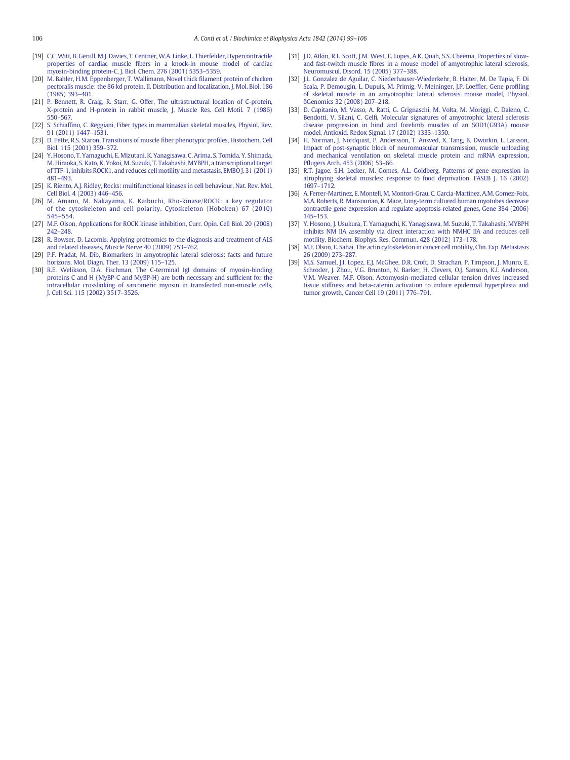[19] C.C. Witt, B. Gerull, M.J. Davies, T. Centner, W.A. Linke, L. Thierfelder, Hypercontractile properties of cardiac muscle fibers in a knock-in mouse model of cardiac myosin-binding protein-C, J. Biol. Chem. 276 (2001) 5353–5359.

[20] M. Bahler, H.M. Eppenberger, T. Wallimann, Novel thick filament protein of chicken pectoralis muscle: the 86 kd protein. II. Distribution and localization, J. Mol. Biol. 186 (1985) 393–401.

[21] P. Bennett, R. Craig, R. Starr, G. Offer, The ultrastructural location of C-protein, X-protein and H-protein in rabbit muscle, J. Muscle Res. Cell Motil. 7 (1986) 550–567.

[22] S. Schiaffino, C. Reggiani, Fiber types in mammalian skeletal muscles, Physiol. Rev. 91 (2011) 1447–1531.

[23] D. Pette, R.S. Staron, Transitions of muscle fiber phenotypic profiles, Histochem. Cell Biol. 115 (2001) 359–372.

[24] Y. Hosono, T. Yamaguchi, E. Mizutani, K. Yanagisawa, C. Arima, S. Tomida, Y. Shimada, M. Hiraoka, S. Kato, K. Yokoi, M. Suzuki, T. Takahashi, MYBPH, a transcriptional target of TTF-1, inhibits ROCK1, and reduces cell motility and metastasis, EMBO J. 31 (2011) 481–493.

[25] K. Riento, A.J. Ridley, Rocks: multifunctional kinases in cell behaviour, Nat. Rev. Mol. Cell Biol. 4 (2003) 446–456.

[26] M. Amano, M. Nakayama, K. Kaibuchi, Rho-kinase/ROCK: a key regulator of the cytoskeleton and cell polarity, Cytoskeleton (Hoboken) 67 (2010) 545–554.

[27] M.F. Olson, Applications for ROCK kinase inhibition, Curr. Opin. Cell Biol. 20 (2008) 242–248.

[28] R. Bowser, D. Lacomis, Applying proteomics to the diagnosis and treatment of ALS and related diseases, Muscle Nerve 40 (2009) 753–762.

[29] P.F. Pradat, M. Dib, Biomarkers in amyotrophic lateral sclerosis: facts and future horizons, Mol. Diagn. Ther. 13 (2009) 115–125.

[30] R.E. Welikson, D.A. Fischman, The C-terminal IgI domains of myosin-binding proteins C and H (MyBP-C and MyBP-H) are both necessary and sufficient for the intracellular crosslinking of sarcomeric myosin in transfected non-muscle cells, J. Cell Sci. 115 (2002) 3517–3526.

[31] J.D. Atkin, R.L. Scott, J.M. West, E. Lopes, A.K. Quah, S.S. Cheema, Properties of slow- and fast-twitch muscle fibres in a mouse model of amyotrophic lateral sclerosis, Neuromuscul. Disord. 15 (2005) 377–388.

[32] J.L. Gonzalez de Aguilar, C. Niederhauser-Wiederkehr, B. Halter, M. De Tapia, F. Di Scala, P. Demougin, L. Dupuis, M. Primig, V. Meininger, J.P. Loeffler, Gene profiling of skeletal muscle in an amyotrophic lateral sclerosis mouse model, Physiol. õGenomics 32 (2008) 207–218.

[33] D. Capitanio, M. Vasso, A. Ratti, G. Grignaschi, M. Volta, M. Moriggi, C. Daleno, C. Bendotti, V. Silani, C. Gelfi, Molecular signatures of amyotrophic lateral sclerosis disease progression in hind and forelimb muscles of an SOD1(G93A) mouse model, Antioxid. Redox Signal. 17 (2012) 1333–1350.

[34] H. Norman, J. Nordquist, P. Andersson, T. Ansved, X. Tang, B. Dworkin, L. Larsson, Impact of post-synaptic block of neuromuscular transmission, muscle unloading and mechanical ventilation on skeletal muscle protein and mRNA expression, Pflugers Arch. 453 (2006) 53–66.

[35] R.T. Jagoe, S.H. Lecker, M. Gomes, A.L. Goldberg, Patterns of gene expression in atrophying skeletal muscles: response to food deprivation, FASEB J. 16 (2002) 1697–1712.

[36] A. Ferrer-Martinez, E. Montell, M. Montori-Grau, C. Garcia-Martinez, A.M. Gomez-Foix, M.A. Roberts, R. Mansourian, K. Mace, Long-term cultured human myotubes decrease contractile gene expression and regulate apoptosis-related genes, Gene 384 (2006) 145–153.

[37] Y. Hosono, J. Usukura, T. Yamaguchi, K. Yanagisawa, M. Suzuki, T. Takahashi, MYBPH inhibits NM IIA assembly via direct interaction with NMHC IIA and reduces cell motility, Biochem. Biophys. Res. Commun. 428 (2012) 173–178.

[38] M.F. Olson, E. Sahai, The actin cytoskeleton in cancer cell motility, Clin. Exp. Metastasis 26 (2009) 273–287.

[39] M.S. Samuel, J.I. Lopez, E.J. McGhee, D.R. Croft, D. Strachan, P. Timpson, J. Munro, E. Schroder, J. Zhou, V.G. Brunton, N. Barker, H. Clevers, O.J. Sansom, K.I. Anderson, V.M. Weaver, M.F. Olson, Actomyosin-mediated cellular tension drives increased tissue stiffness and beta-catenin activation to induce epidermal hyperplasia and tumor growth, Cancer Cell 19 (2011) 776–791.